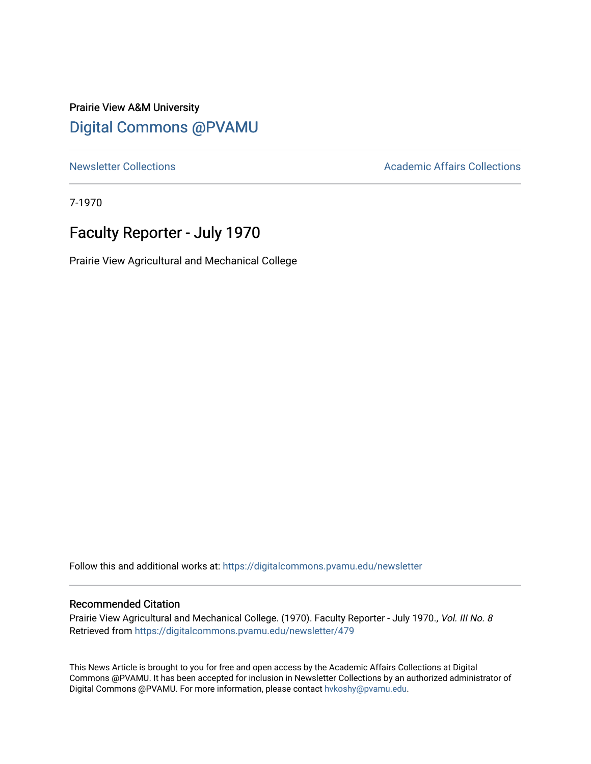Prairie View A&M University

## Digital Commons @PVAMU

Newsletter Collections | Academic Affairs Collections

7-1970

# Faculty Reporter - July 1970

Prairie View Agricultural and Mechanical College

Follow this and additional works at: https://digitalcommons.pvamu.edu/newsletter

### Recommended Citation

Prairie View Agricultural and Mechanical College. (1970). Faculty Reporter - July 1970., *Vol. III No. 8* Retrieved from https://digitalcommons.pvamu.edu/newsletter/479

This News Article is brought to you for free and open access by the Academic Affairs Collections at Digital Commons @PVAMU. It has been accepted for inclusion in Newsletter Collections by an authorized administrator of Digital Commons @PVAMU. For more information, please contact hvkoshy@pvamu.edu.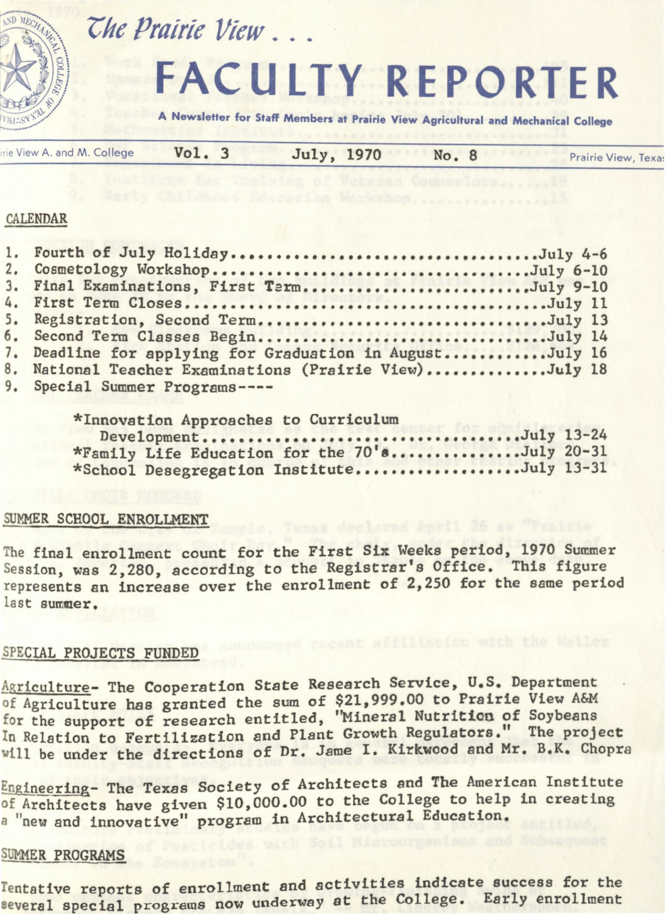# *The Prairie View . . .*

# FACULTY REPORTER

**A Newsletter for Staff Members at Prairie View Agricultural and Mechanical College**

Vol. 3 July, 1970 No. 8

## CALENDAR

1. Fourth of July Holiday..........................................July 4-6
2. Cosmetology Workshop..........................................July 6-10
3. Final Examinations, First Term...............................July 9-10
4. First Term Closes................................................July 11
5. Registration, Second Term.......................................July 13
6. Second Term Classes Begin......................................July 14
7. Deadline for applying for Graduation in August...........July 16
8. National Teacher Examinations (Prairie View)..............July 18
9. Special Summer Programs----

   *Innovation Approaches to Curriculum Development....................................July 13-24
   *Family Life Education for the 70's.............................July 20-31
   *School Desegregation Institute..................................July 13-31

## SUMMER SCHOOL ENROLLMENT

The final enrollment count for the First Six Weeks period, 1970 Summer Session, was 2,280, according to the Registrar's Office. This figure represents an increase over the enrollment of 2,250 for the same period last summer.

## SPECIAL PROJECTS FUNDED

Agriculture- The Cooperation State Research Service, U.S. Department of Agriculture has granted the sum of $21,999.00 to Prairie View A&M for the support of research entitled, "Mineral Nutrition of Soybeans In Relation to Fertilization and Plant Growth Regulators." The project will be under the directions of Dr. Jame I. Kirkwood and Mr. B.K. Chopra

Engineering- The Texas Society of Architects and The American Institute of Architects have given $10,000.00 to the College to help in creating a "new and innovative" program in Architectural Education.

## SUMMER PROGRAMS

Tentative reports of enrollment and activities indicate success for the several special programs now underway at the College. Early enrollment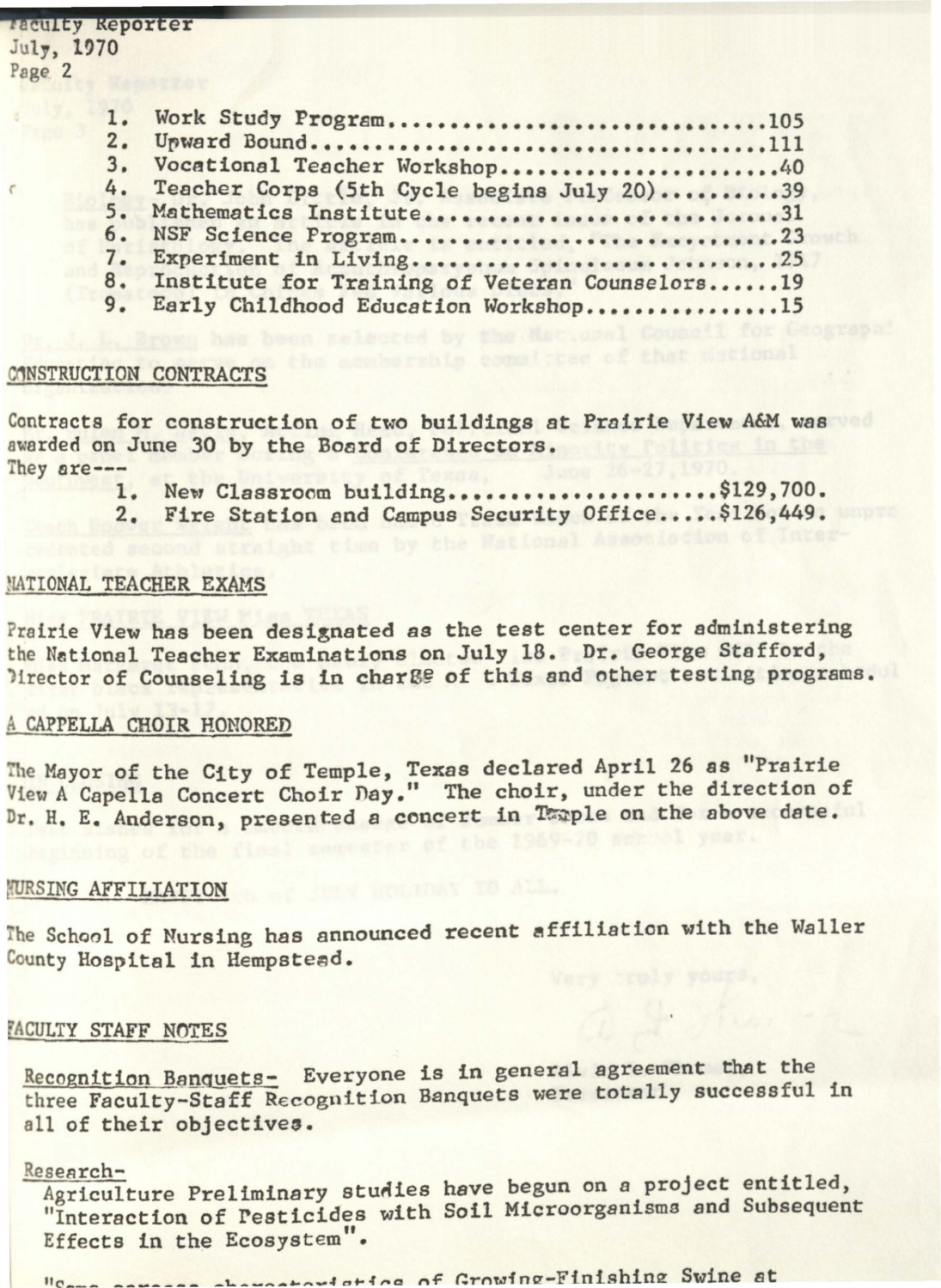1. Work Study Program..............................105
2. Upward Bound.....................................111
3. Vocational Teacher Workshop......................40
4. Teacher Corps (5th Cycle begins July 20).........39
5. Mathematics Institute............................31
6. NSF Science Program..............................23
7. Experiment in Living.............................25
8. Institute for Training of Veteran Counselors......19
9. Early Childhood Education Workshop...............15

## CONSTRUCTION CONTRACTS

Contracts for construction of two buildings at Prairie View A&M was awarded on June 30 by the Board of Directors.
They are--
1. New Classroom building.......................$129,700.
2. Fire Station and Campus Security Office.....$126,449.

## NATIONAL TEACHER EXAMS

Prairie View has been designated as the test center for administering the National Teacher Examinations on July 18. Dr. George Stafford, Director of Counseling is in charge of this and other testing programs.

## A CAPPELLA CHOIR HONORED

The Mayor of the City of Temple, Texas declared April 26 as "Prairie View A Capella Concert Choir Day." The choir, under the direction of Dr. H. E. Anderson, presented a concert in Temple on the above date.

## NURSING AFFILIATION

The School of Nursing has announced recent affiliation with the Waller County Hospital in Hempstead.

## FACULTY STAFF NOTES

Recognition Banquets- Everyone is in general agreement that the three Faculty-Staff Recognition Banquets were totally successful in all of their objectives.

Research-
Agriculture Preliminary studies have begun on a project entitled, "Interaction of Pesticides with Soil Microorganisms and Subsequent Effects in the Ecosystem".

"Some carcass characteristics of Growing-Finishing Swine at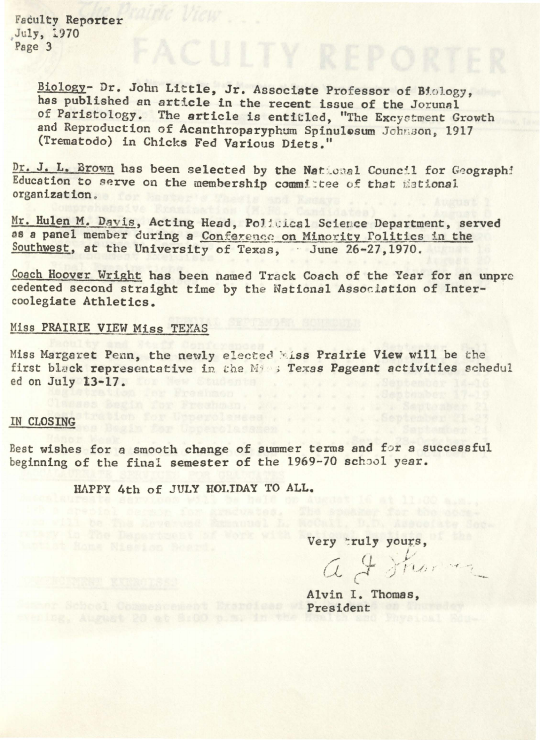Biology- Dr. John Little, Jr. Associate Professor of Biology, has published an article in the recent issue of the Jorunal of Paristology. The article is entitled, "The Excystment Growth and Reproduction of Acanthroparyphum Spinulosum Johnson, 1917 (Trematodo) in Chicks Fed Various Diets."

Dr. J. L. Brown has been selected by the National Council for Geographi Education to serve on the membership committee of that National organization.

Mr. Hulen M. Davis, Acting Head, Political Science Department, served as a panel member during a Conference on Minority Politics in the Southwest, at the University of Texas, June 26-27, 1970.

Coach Hoover Wright has been named Track Coach of the Year for an unpre cedented second straight time by the National Association of Intercoolegiate Athletics.

## Miss PRAIRIE VIEW Miss TEXAS

Miss Margaret Penn, the newly elected Miss Prairie View will be the first black representative in the Miss Texas Pageant activities schedul ed on July 13-17.

## IN CLOSING

Best wishes for a smooth change of summer terms and for a successful beginning of the final semester of the 1969-70 school year.

HAPPY 4th of JULY HOLIDAY TO ALL.

Very truly yours,

Alvin I. Thomas,
President